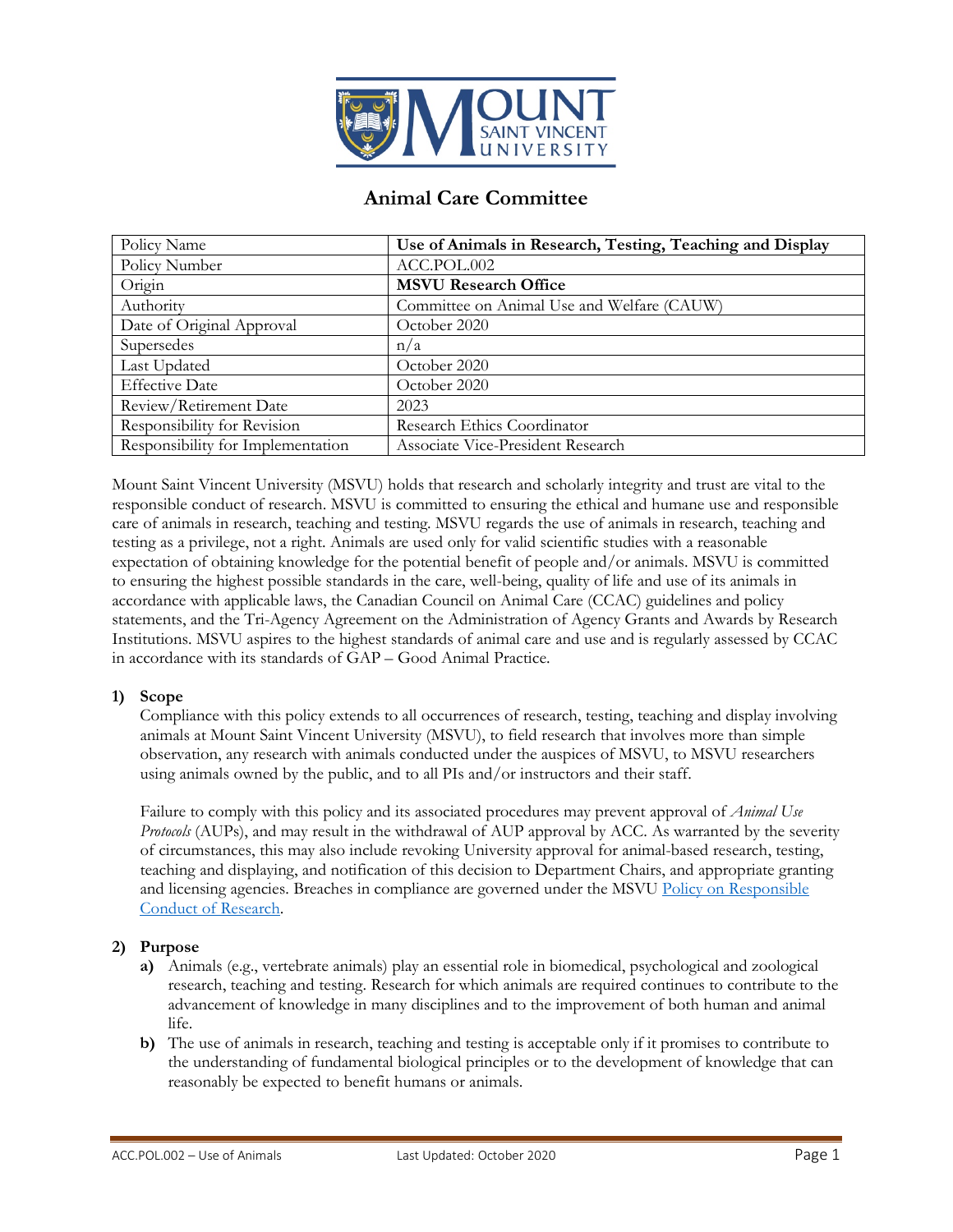# Animal Care Committee

| Policy Name | **Use of Animals in Research, Testing, Teaching and Display** |
|---|---|
| Policy Number | ACC.POL.002 |
| Origin | **MSVU Research Office** |
| Authority | Committee on Animal Use and Welfare (CAUW) |
| Date of Original Approval | October 2020 |
| Supersedes | n/a |
| Last Updated | October 2020 |
| Effective Date | October 2020 |
| Review/Retirement Date | 2023 |
| Responsibility for Revision | Research Ethics Coordinator |
| Responsibility for Implementation | Associate Vice-President Research |

Mount Saint Vincent University (MSVU) holds that research and scholarly integrity and trust are vital to the responsible conduct of research. MSVU is committed to ensuring the ethical and humane use and responsible care of animals in research, teaching and testing. MSVU regards the use of animals in research, teaching and testing as a privilege, not a right. Animals are used only for valid scientific studies with a reasonable expectation of obtaining knowledge for the potential benefit of people and/or animals. MSVU is committed to ensuring the highest possible standards in the care, well-being, quality of life and use of its animals in accordance with applicable laws, the Canadian Council on Animal Care (CCAC) guidelines and policy statements, and the Tri-Agency Agreement on the Administration of Agency Grants and Awards by Research Institutions. MSVU aspires to the highest standards of animal care and use and is regularly assessed by CCAC in accordance with its standards of GAP – Good Animal Practice.

## 1) Scope

Compliance with this policy extends to all occurrences of research, testing, teaching and display involving animals at Mount Saint Vincent University (MSVU), to field research that involves more than simple observation, any research with animals conducted under the auspices of MSVU, to MSVU researchers using animals owned by the public, and to all PIs and/or instructors and their staff.

Failure to comply with this policy and its associated procedures may prevent approval of *Animal Use Protocols* (AUPs), and may result in the withdrawal of AUP approval by ACC. As warranted by the severity of circumstances, this may also include revoking University approval for animal-based research, testing, teaching and displaying, and notification of this decision to Department Chairs, and appropriate granting and licensing agencies. Breaches in compliance are governed under the MSVU Policy on Responsible Conduct of Research.

## 2) Purpose

**a)** Animals (e.g., vertebrate animals) play an essential role in biomedical, psychological and zoological research, teaching and testing. Research for which animals are required continues to contribute to the advancement of knowledge in many disciplines and to the improvement of both human and animal life.

**b)** The use of animals in research, teaching and testing is acceptable only if it promises to contribute to the understanding of fundamental biological principles or to the development of knowledge that can reasonably be expected to benefit humans or animals.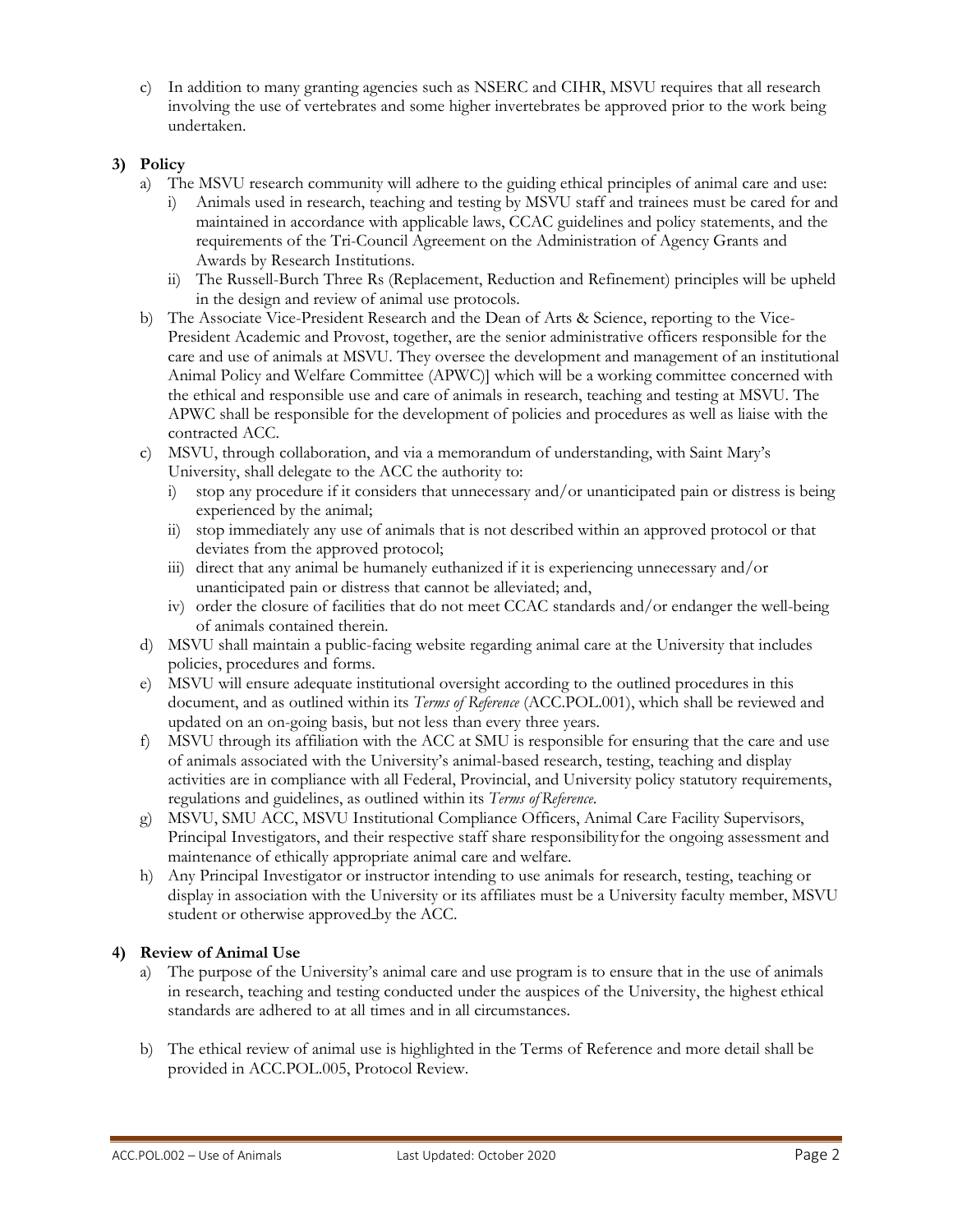c) In addition to many granting agencies such as NSERC and CIHR, MSVU requires that all research involving the use of vertebrates and some higher invertebrates be approved prior to the work being undertaken.

## 3) Policy

a) The MSVU research community will adhere to the guiding ethical principles of animal care and use:
   i) Animals used in research, teaching and testing by MSVU staff and trainees must be cared for and maintained in accordance with applicable laws, CCAC guidelines and policy statements, and the requirements of the Tri-Council Agreement on the Administration of Agency Grants and Awards by Research Institutions.
   ii) The Russell-Burch Three Rs (Replacement, Reduction and Refinement) principles will be upheld in the design and review of animal use protocols.

b) The Associate Vice-President Research and the Dean of Arts & Science, reporting to the Vice-President Academic and Provost, together, are the senior administrative officers responsible for the care and use of animals at MSVU. They oversee the development and management of an institutional Animal Policy and Welfare Committee (APWC)] which will be a working committee concerned with the ethical and responsible use and care of animals in research, teaching and testing at MSVU. The APWC shall be responsible for the development of policies and procedures as well as liaise with the contracted ACC.

c) MSVU, through collaboration, and via a memorandum of understanding, with Saint Mary's University, shall delegate to the ACC the authority to:
   i) stop any procedure if it considers that unnecessary and/or unanticipated pain or distress is being experienced by the animal;
   ii) stop immediately any use of animals that is not described within an approved protocol or that deviates from the approved protocol;
   iii) direct that any animal be humanely euthanized if it is experiencing unnecessary and/or unanticipated pain or distress that cannot be alleviated; and,
   iv) order the closure of facilities that do not meet CCAC standards and/or endanger the well-being of animals contained therein.

d) MSVU shall maintain a public-facing website regarding animal care at the University that includes policies, procedures and forms.

e) MSVU will ensure adequate institutional oversight according to the outlined procedures in this document, and as outlined within its *Terms of Reference* (ACC.POL.001), which shall be reviewed and updated on an on-going basis, but not less than every three years.

f) MSVU through its affiliation with the ACC at SMU is responsible for ensuring that the care and use of animals associated with the University's animal-based research, testing, teaching and display activities are in compliance with all Federal, Provincial, and University policy statutory requirements, regulations and guidelines, as outlined within its *Terms of Reference*.

g) MSVU, SMU ACC, MSVU Institutional Compliance Officers, Animal Care Facility Supervisors, Principal Investigators, and their respective staff share responsibility for the ongoing assessment and maintenance of ethically appropriate animal care and welfare.

h) Any Principal Investigator or instructor intending to use animals for research, testing, teaching or display in association with the University or its affiliates must be a University faculty member, MSVU student or otherwise approved by the ACC.

## 4) Review of Animal Use

a) The purpose of the University's animal care and use program is to ensure that in the use of animals in research, teaching and testing conducted under the auspices of the University, the highest ethical standards are adhered to at all times and in all circumstances.

b) The ethical review of animal use is highlighted in the Terms of Reference and more detail shall be provided in ACC.POL.005, Protocol Review.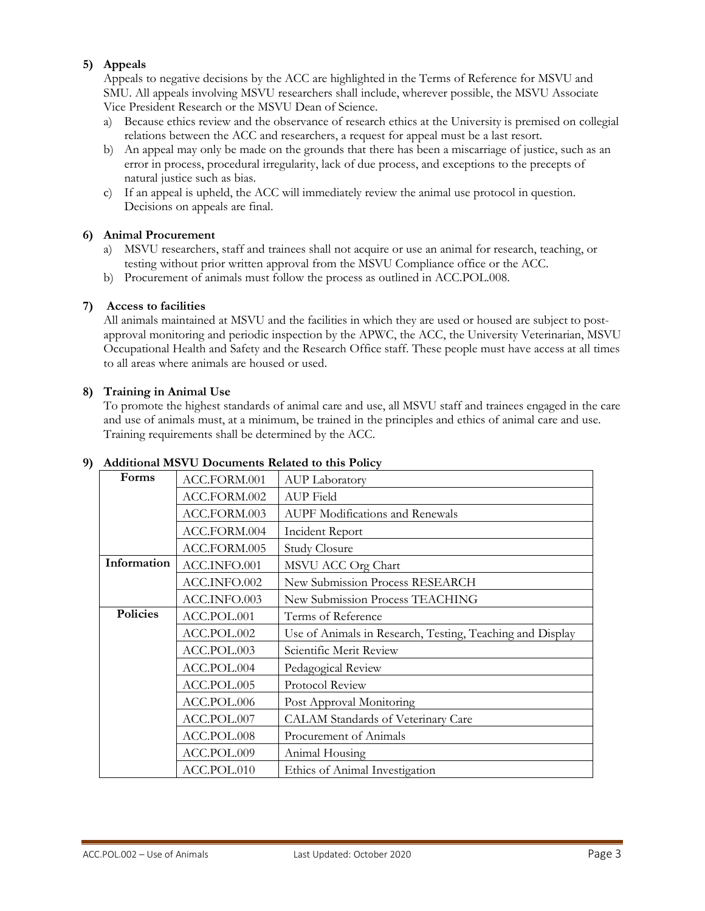**5) Appeals**

Appeals to negative decisions by the ACC are highlighted in the Terms of Reference for MSVU and SMU. All appeals involving MSVU researchers shall include, wherever possible, the MSVU Associate Vice President Research or the MSVU Dean of Science.

a) Because ethics review and the observance of research ethics at the University is premised on collegial relations between the ACC and researchers, a request for appeal must be a last resort.
b) An appeal may only be made on the grounds that there has been a miscarriage of justice, such as an error in process, procedural irregularity, lack of due process, and exceptions to the precepts of natural justice such as bias.
c) If an appeal is upheld, the ACC will immediately review the animal use protocol in question. Decisions on appeals are final.

**6) Animal Procurement**

a) MSVU researchers, staff and trainees shall not acquire or use an animal for research, teaching, or testing without prior written approval from the MSVU Compliance office or the ACC.
b) Procurement of animals must follow the process as outlined in ACC.POL.008.

**7) Access to facilities**

All animals maintained at MSVU and the facilities in which they are used or housed are subject to post-approval monitoring and periodic inspection by the APWC, the ACC, the University Veterinarian, MSVU Occupational Health and Safety and the Research Office staff. These people must have access at all times to all areas where animals are housed or used.

**8) Training in Animal Use**

To promote the highest standards of animal care and use, all MSVU staff and trainees engaged in the care and use of animals must, at a minimum, be trained in the principles and ethics of animal care and use. Training requirements shall be determined by the ACC.

**9) Additional MSVU Documents Related to this Policy**

| | | |
|---|---|---|
| **Forms** | ACC.FORM.001 | AUP Laboratory |
| | ACC.FORM.002 | AUP Field |
| | ACC.FORM.003 | AUPF Modifications and Renewals |
| | ACC.FORM.004 | Incident Report |
| | ACC.FORM.005 | Study Closure |
| **Information** | ACC.INFO.001 | MSVU ACC Org Chart |
| | ACC.INFO.002 | New Submission Process RESEARCH |
| | ACC.INFO.003 | New Submission Process TEACHING |
| **Policies** | ACC.POL.001 | Terms of Reference |
| | ACC.POL.002 | Use of Animals in Research, Testing, Teaching and Display |
| | ACC.POL.003 | Scientific Merit Review |
| | ACC.POL.004 | Pedagogical Review |
| | ACC.POL.005 | Protocol Review |
| | ACC.POL.006 | Post Approval Monitoring |
| | ACC.POL.007 | CALAM Standards of Veterinary Care |
| | ACC.POL.008 | Procurement of Animals |
| | ACC.POL.009 | Animal Housing |
| | ACC.POL.010 | Ethics of Animal Investigation |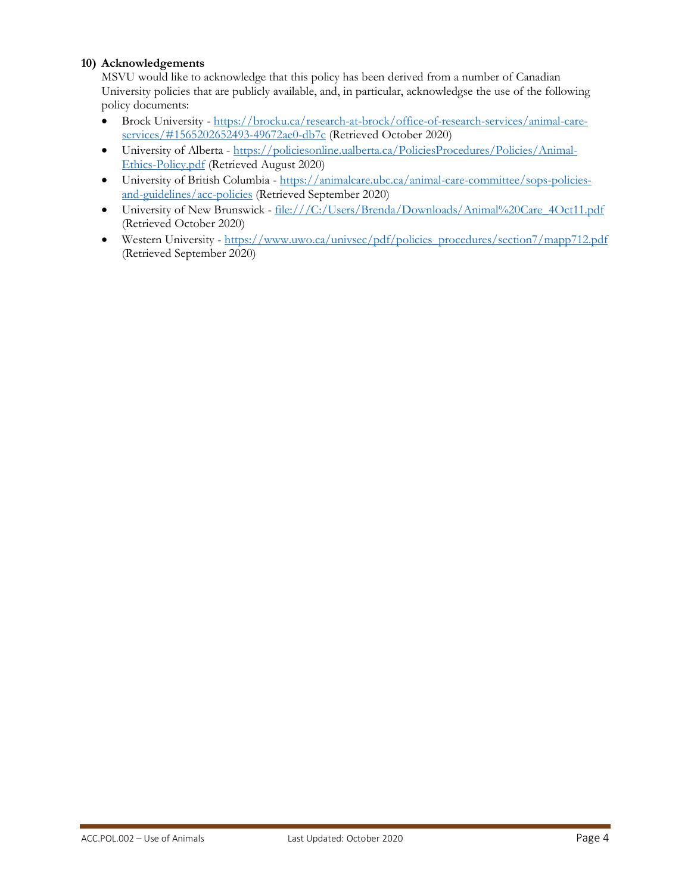## 10) Acknowledgements

MSVU would like to acknowledge that this policy has been derived from a number of Canadian University policies that are publicly available, and, in particular, acknowledgse the use of the following policy documents:

- Brock University - https://brocku.ca/research-at-brock/office-of-research-services/animal-care-services/#1565202652493-49672ae0-db7c (Retrieved October 2020)
- University of Alberta - https://policiesonline.ualberta.ca/PoliciesProcedures/Policies/Animal-Ethics-Policy.pdf (Retrieved August 2020)
- University of British Columbia - https://animalcare.ubc.ca/animal-care-committee/sops-policies-and-guidelines/acc-policies (Retrieved September 2020)
- University of New Brunswick - file:///C:/Users/Brenda/Downloads/Animal%20Care_4Oct11.pdf (Retrieved October 2020)
- Western University - https://www.uwo.ca/univsec/pdf/policies_procedures/section7/mapp712.pdf (Retrieved September 2020)